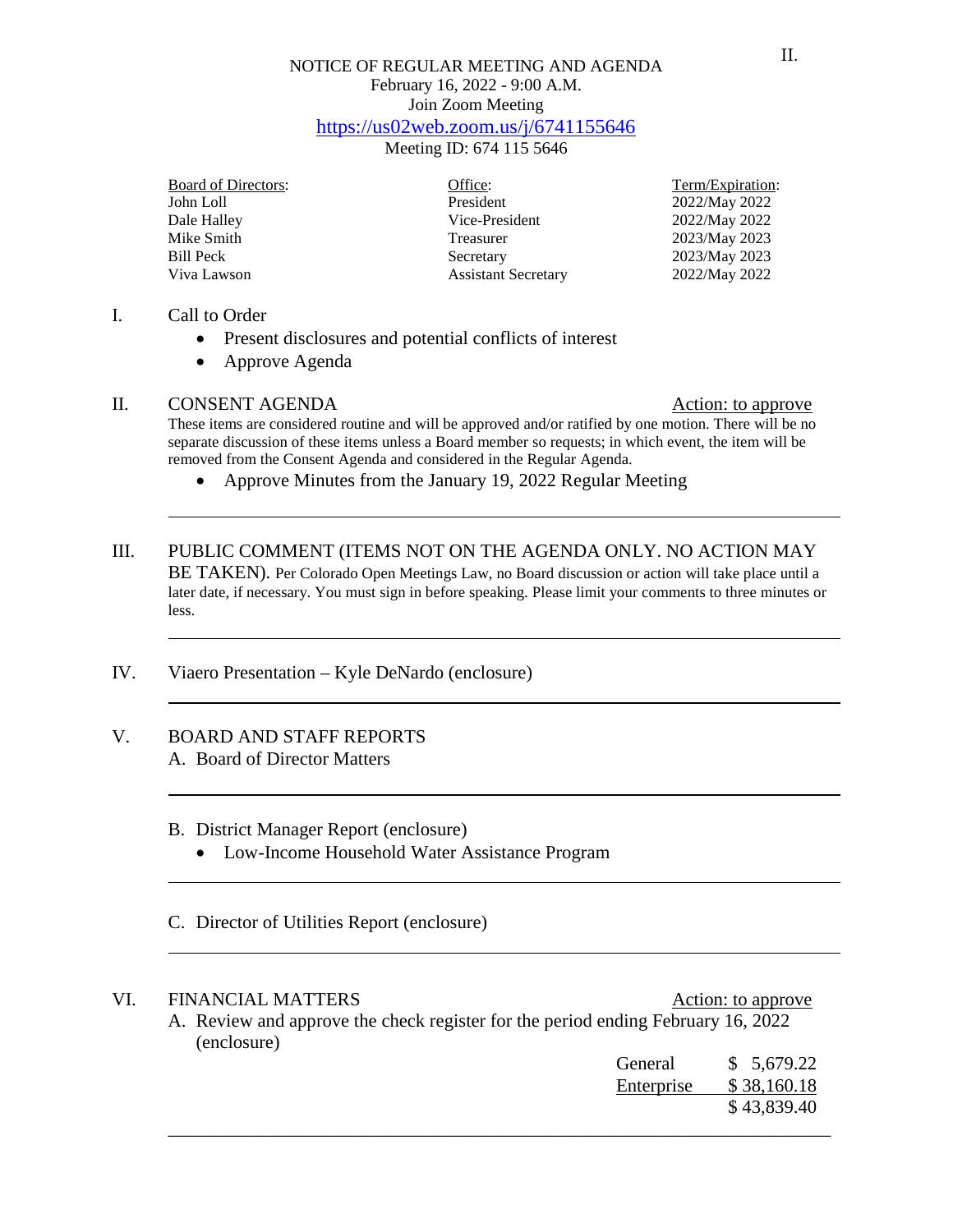NOTICE OF REGULAR MEETING AND AGENDA
February 16, 2022 - 9:00 A.M.
Join Zoom Meeting
https://us02web.zoom.us/j/6741155646
Meeting ID: 674 115 5646

| Board of Directors: | Office: | Term/Expiration: |
|---|---|---|
| John Loll | President | 2022/May 2022 |
| Dale Halley | Vice-President | 2022/May 2022 |
| Mike Smith | Treasurer | 2023/May 2023 |
| Bill Peck | Secretary | 2023/May 2023 |
| Viva Lawson | Assistant Secretary | 2022/May 2022 |

I. Call to Order

- Present disclosures and potential conflicts of interest
- Approve Agenda

II. CONSENT AGENDA — Action: to approve

These items are considered routine and will be approved and/or ratified by one motion. There will be no separate discussion of these items unless a Board member so requests; in which event, the item will be removed from the Consent Agenda and considered in the Regular Agenda.

- Approve Minutes from the January 19, 2022 Regular Meeting

---

III. PUBLIC COMMENT (ITEMS NOT ON THE AGENDA ONLY. NO ACTION MAY BE TAKEN). Per Colorado Open Meetings Law, no Board discussion or action will take place until a later date, if necessary. You must sign in before speaking. Please limit your comments to three minutes or less.

---

IV. Viaero Presentation – Kyle DeNardo (enclosure)

---

V. BOARD AND STAFF REPORTS

A. Board of Director Matters

---

B. District Manager Report (enclosure)

- Low-Income Household Water Assistance Program

---

C. Director of Utilities Report (enclosure)

---

VI. FINANCIAL MATTERS — Action: to approve

A. Review and approve the check register for the period ending February 16, 2022 (enclosure)

| | |
|---|---|
| General | $ 5,679.22 |
| Enterprise | $ 38,160.18 |
| | $ 43,839.40 |

---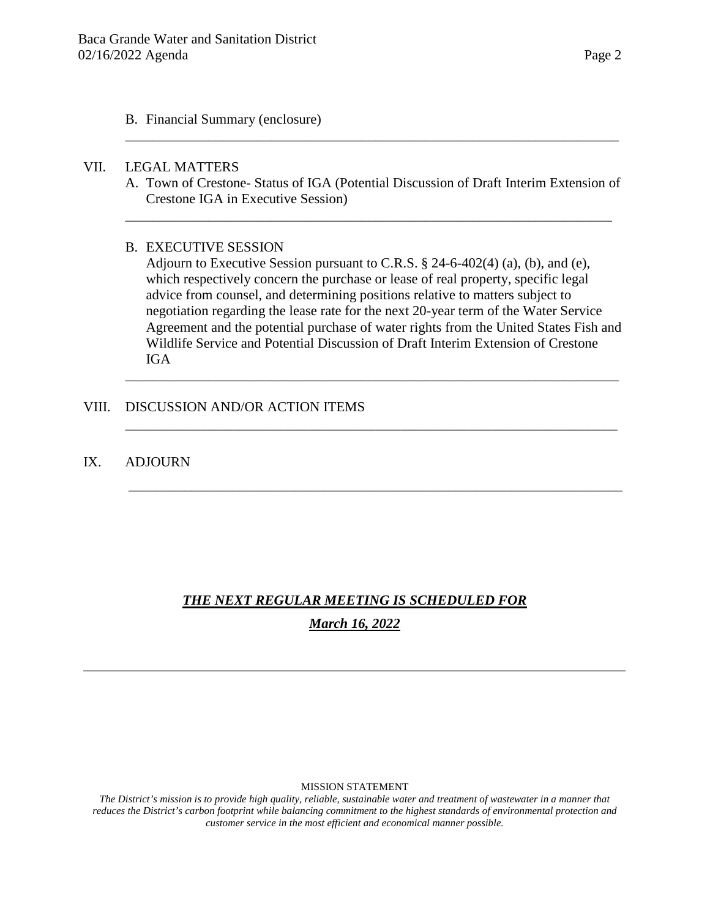B. Financial Summary (enclosure)

---

VII. LEGAL MATTERS

A. Town of Crestone- Status of IGA (Potential Discussion of Draft Interim Extension of Crestone IGA in Executive Session)

---

B. EXECUTIVE SESSION

Adjourn to Executive Session pursuant to C.R.S. § 24-6-402(4) (a), (b), and (e), which respectively concern the purchase or lease of real property, specific legal advice from counsel, and determining positions relative to matters subject to negotiation regarding the lease rate for the next 20-year term of the Water Service Agreement and the potential purchase of water rights from the United States Fish and Wildlife Service and Potential Discussion of Draft Interim Extension of Crestone IGA

---

VIII. DISCUSSION AND/OR ACTION ITEMS

---

IX. ADJOURN

---

***<u>THE NEXT REGULAR MEETING IS SCHEDULED FOR</u>***

***<u>March 16, 2022</u>***

---

MISSION STATEMENT

*The District's mission is to provide high quality, reliable, sustainable water and treatment of wastewater in a manner that reduces the District's carbon footprint while balancing commitment to the highest standards of environmental protection and customer service in the most efficient and economical manner possible.*